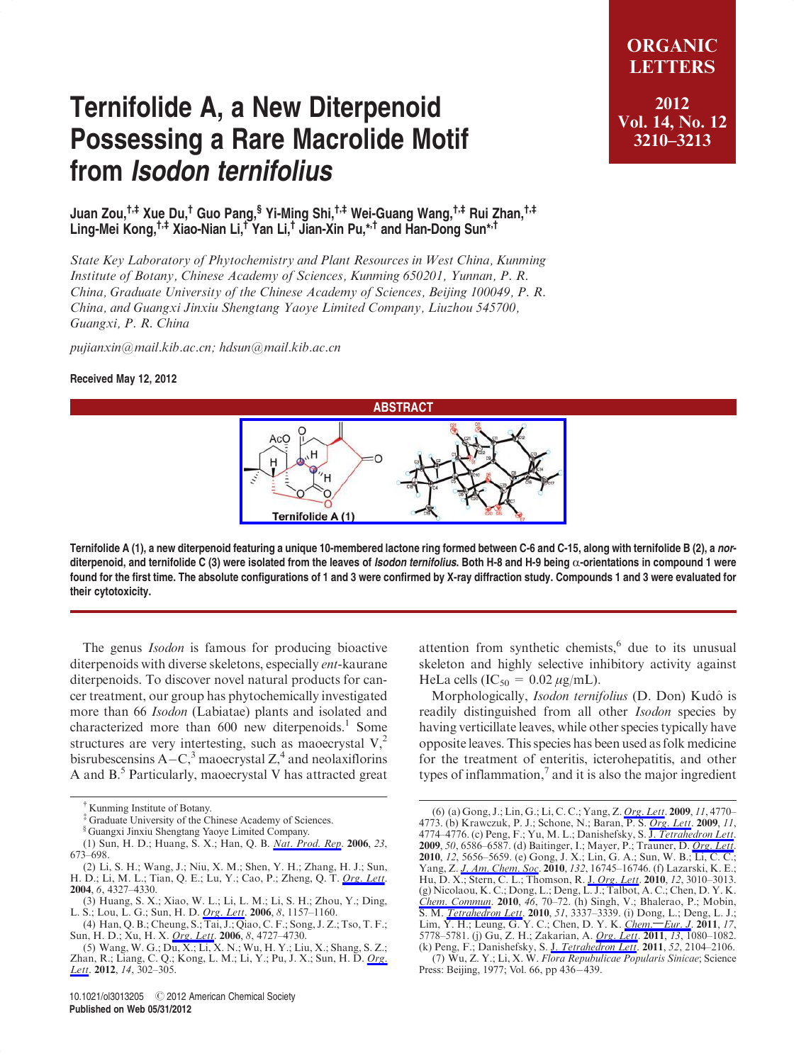# Ternifolide A, a New Diterpenoid Possessing a Rare Macrolide Motif from *Isodon ternifolius*

**Juan Zou,[†,‡] Xue Du,[†] Guo Pang,[§] Yi-Ming Shi,[†,‡] Wei-Guang Wang,[†,‡] Rui Zhan,[†,‡] Ling-Mei Kong,[†,‡] Xiao-Nian Li,[†] Yan Li,[†] Jian-Xin Pu,*,[†] and Han-Dong Sun*,[†]**

*State Key Laboratory of Phytochemistry and Plant Resources in West China, Kunming Institute of Botany, Chinese Academy of Sciences, Kunming 650201, Yunnan, P. R. China, Graduate University of the Chinese Academy of Sciences, Beijing 100049, P. R. China, and Guangxi Jinxiu Shengtang Yaoye Limited Company, Liuzhou 545700, Guangxi, P. R. China*

*pujianxin@mail.kib.ac.cn; hdsun@mail.kib.ac.cn*

**Received May 12, 2012**

## ABSTRACT

**Ternifolide A (1), a new diterpenoid featuring a unique 10-membered lactone ring formed between C-6 and C-15, along with ternifolide B (2), a *nor*-diterpenoid, and ternifolide C (3) were isolated from the leaves of *Isodon ternifolius*. Both H-8 and H-9 being α-orientations in compound 1 were found for the first time. The absolute configurations of 1 and 3 were confirmed by X-ray diffraction study. Compounds 1 and 3 were evaluated for their cytotoxicity.**

The genus *Isodon* is famous for producing bioactive diterpenoids with diverse skeletons, especially *ent*-kaurane diterpenoids. To discover novel natural products for cancer treatment, our group has phytochemically investigated more than 66 *Isodon* (Labiatae) plants and isolated and characterized more than 600 new diterpenoids.[1] Some structures are very intertesting, such as maoecrystal V,[2] bisrubescensins A–C,[3] maoecrystal Z,[4] and neolaxiflorins A and B.[5] Particularly, maoecrystal V has attracted great attention from synthetic chemists,[6] due to its unusual skeleton and highly selective inhibitory activity against HeLa cells ($IC_{50}$ = 0.02 μg/mL).

Morphologically, *Isodon ternifolius* (D. Don) Kudô is readily distinguished from all other *Isodon* species by having verticillate leaves, while other species typically have opposite leaves. This species has been used as folk medicine for the treatment of enteritis, icterohepatitis, and other types of inflammation,[7] and it is also the major ingredient

---

[†] Kunming Institute of Botany.

[‡] Graduate University of the Chinese Academy of Sciences.

[§] Guangxi Jinxiu Shengtang Yaoye Limited Company.

(1) Sun, H. D.; Huang, S. X.; Han, Q. B. *Nat. Prod. Rep.* **2006**, *23*, 673–698.

(2) Li, S. H.; Wang, J.; Niu, X. M.; Shen, Y. H.; Zhang, H. J.; Sun, H. D.; Li, M. L.; Tian, Q. E.; Lu, Y.; Cao, P.; Zheng, Q. T. *Org. Lett.* **2004**, *6*, 4327–4330.

(3) Huang, S. X.; Xiao, W. L.; Li, L. M.; Li, S. H.; Zhou, Y.; Ding, L. S.; Lou, L. G.; Sun, H. D. *Org. Lett.* **2006**, *8*, 1157–1160.

(4) Han, Q. B.; Cheung, S.; Tai, J.; Qiao, C. F.; Song, J. Z.; Tso, T. F.; Sun, H. D.; Xu, H. X. *Org. Lett.* **2006**, *8*, 4727–4730.

(5) Wang, W. G.; Du, X.; Li, X. N.; Wu, H. Y.; Liu, X.; Shang, S. Z.; Zhan, R.; Liang, C. Q.; Kong, L. M.; Li, Y.; Pu, J. X.; Sun, H. D. *Org. Lett.* **2012**, *14*, 302–305.

(6) (a) Gong, J.; Lin, G.; Li, C. C.; Yang, Z. *Org. Lett.* **2009**, *11*, 4770–4773. (b) Krawczuk, P. J.; Schone, N.; Baran, P. S. *Org. Lett.* **2009**, *11*, 4774–4776. (c) Peng, F.; Yu, M. L.; Danishefsky, S. J. *Tetrahedron Lett.* **2009**, *50*, 6586–6587. (d) Baitinger, I.; Mayer, P.; Trauner, D. *Org. Lett.* **2010**, *12*, 5656–5659. (e) Gong, J. X.; Lin, G. A.; Sun, W. B.; Li, C. C.; Yang, Z. *J. Am. Chem. Soc.* **2010**, *132*, 16745–16746. (f) Lazarski, K. E.; Hu, D. X.; Stern, C. L.; Thomson, R. J. *Org. Lett.* **2010**, *12*, 3010–3013. (g) Nicolaou, K. C.; Dong, L.; Deng, L. J.; Talbot, A. C.; Chen, D. Y. K. *Chem. Commun.* **2010**, *46*, 70–72. (h) Singh, V.; Bhalerao, P.; Mobin, S. M. *Tetrahedron Lett.* **2010**, *51*, 3337–3339. (i) Dong, L.; Deng, L. J.; Lim, Y. H.; Leung, G. Y. C.; Chen, D. Y. K. *Chem.—Eur. J.* **2011**, *17*, 5778–5781. (j) Gu, Z. H.; Zakarian, A. *Org. Lett.* **2011**, *13*, 1080–1082. (k) Peng, F.; Danishefsky, S. J. *Tetrahedron Lett.* **2011**, *52*, 2104–2106.

(7) Wu, Z. Y.; Li, X. W. *Flora Republicae Popularis Sinicae*; Science Press: Beijing, 1977; Vol. 66, pp 436–439.

10.1021/ol3013205 © 2012 American Chemical Society
**Published on Web 05/31/2012**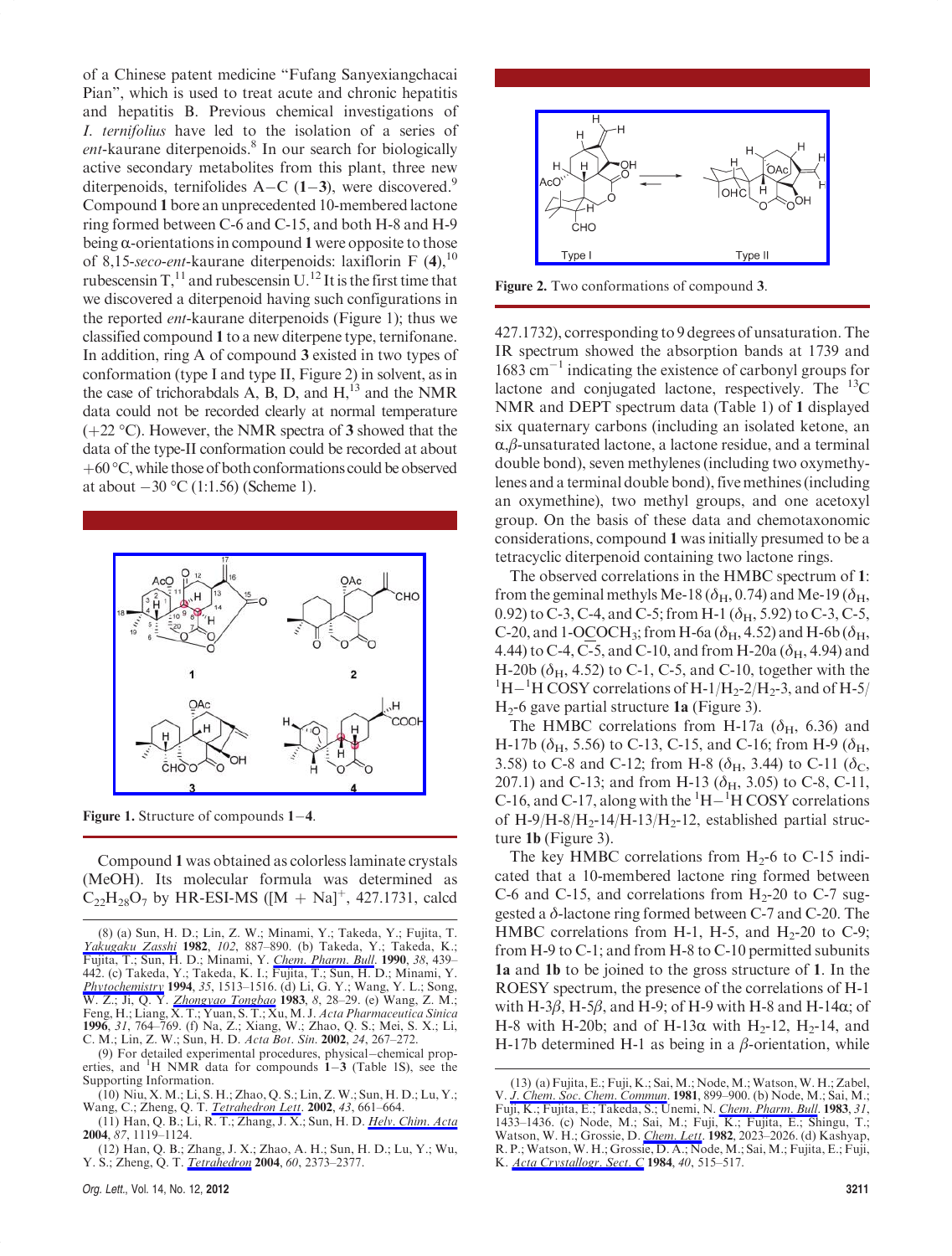of a Chinese patent medicine "Fufang Sanyexiangchacai Pian", which is used to treat acute and chronic hepatitis and hepatitis B. Previous chemical investigations of *I. ternifolius* have led to the isolation of a series of *ent*-kaurane diterpenoids.[8] In our search for biologically active secondary metabolites from this plant, three new diterpenoids, ternifolides A–C (**1**–**3**), were discovered.[9] Compound **1** bore an unprecedented 10-membered lactone ring formed between C-6 and C-15, and both H-8 and H-9 being α-orientations in compound **1** were opposite to those of 8,15-*seco*-*ent*-kaurane diterpenoids: laxiflorin F (**4**),[10] rubescensin T,[11] and rubescensin U.[12] It is the first time that we discovered a diterpenoid having such configurations in the reported *ent*-kaurane diterpenoids (Figure 1); thus we classified compound **1** to a new diterpene type, ternifonane. In addition, ring A of compound **3** existed in two types of conformation (type I and type II, Figure 2) in solvent, as in the case of trichorabdals A, B, D, and H,[13] and the NMR data could not be recorded clearly at normal temperature (+22 °C). However, the NMR spectra of **3** showed that the data of the type-II conformation could be recorded at about +60 °C, while those of both conformations could be observed at about −30 °C (1:1.56) (Scheme 1).

**Figure 1.** Structure of compounds **1**–**4**.

Compound **1** was obtained as colorless laminate crystals (MeOH). Its molecular formula was determined as $C_{22}H_{28}O_7$ by HR-ESI-MS ([M + Na]$^+$, 427.1731, calcd

**Figure 2.** Two conformations of compound **3**.

427.1732), corresponding to 9 degrees of unsaturation. The IR spectrum showed the absorption bands at 1739 and 1683 cm$^{-1}$ indicating the existence of carbonyl groups for lactone and conjugated lactone, respectively. The $^{13}$C NMR and DEPT spectrum data (Table 1) of **1** displayed six quaternary carbons (including an isolated ketone, an α,β-unsaturated lactone, a lactone residue, and a terminal double bond), seven methylenes (including two oxymethylenes and a terminal double bond), five methines (including an oxymethine), two methyl groups, and one acetoxyl group. On the basis of these data and chemotaxonomic considerations, compound **1** was initially presumed to be a tetracyclic diterpenoid containing two lactone rings.

The observed correlations in the HMBC spectrum of **1**: from the geminal methyls Me-18 ($\delta_H$, 0.74) and Me-19 ($\delta_H$, 0.92) to C-3, C-4, and C-5; from H-1 ($\delta_H$, 5.92) to C-3, C-5, C-20, and 1-OCOCH$_3$; from H-6a ($\delta_H$, 4.52) and H-6b ($\delta_H$, 4.44) to C-4, C-5, and C-10, and from H-20a ($\delta_H$, 4.94) and H-20b ($\delta_H$, 4.52) to C-1, C-5, and C-10, together with the $^1$H–$^1$H COSY correlations of H-1/H$_2$-2/H$_2$-3, and of H-5/H$_2$-6 gave partial structure **1a** (Figure 3).

The HMBC correlations from H-17a ($\delta_H$, 6.36) and H-17b ($\delta_H$, 5.56) to C-13, C-15, and C-16; from H-9 ($\delta_H$, 3.58) to C-8 and C-12; from H-8 ($\delta_H$, 3.44) to C-11 ($\delta_C$, 207.1) and C-13; and from H-13 ($\delta_H$, 3.05) to C-8, C-11, C-16, and C-17, along with the $^1$H–$^1$H COSY correlations of H-9/H-8/H$_2$-14/H-13/H$_2$-12, established partial structure **1b** (Figure 3).

The key HMBC correlations from H$_2$-6 to C-15 indicated that a 10-membered lactone ring formed between C-6 and C-15, and correlations from H$_2$-20 to C-7 suggested a δ-lactone ring formed between C-7 and C-20. The HMBC correlations from H-1, H-5, and H$_2$-20 to C-9; from H-9 to C-1; and from H-8 to C-10 permitted subunits **1a** and **1b** to be joined to the gross structure of **1**. In the ROESY spectrum, the presence of the correlations of H-1 with H-3β, H-5β, and H-9; of H-9 with H-8 and H-14α; of H-8 with H-20b; and of H-13α with H$_2$-12, H$_2$-14, and H-17b determined H-1 as being in a β-orientation, while

(8) (a) Sun, H. D.; Lin, Z. W.; Minami, Y.; Takeda, Y.; Fujita, T. *Yakugaku Zasshi* **1982**, *102*, 887–890. (b) Takeda, Y.; Takeda, K.; Fujita, T.; Sun, H. D.; Minami, Y. *Chem. Pharm. Bull.* **1990**, *38*, 439–442. (c) Takeda, Y.; Takeda, K. I.; Fujita, T.; Sun, H. D.; Minami, Y. *Phytochemistry* **1994**, *35*, 1513–1516. (d) Li, G. Y.; Wang, Y. L.; Song, W. Z.; Ji, Q. Y. *Zhongyao Tongbao* **1983**, *8*, 28–29. (e) Wang, Z. M.; Feng, H.; Liang, X. T.; Yuan, S. T.; Xu, M. J. *Acta Pharmaceutica Sinica* **1996**, *31*, 764–769. (f) Na, Z.; Xiang, W.; Zhao, Q. S.; Mei, S. X.; Li, C. M.; Lin, Z. W.; Sun, H. D. *Acta Bot. Sin.* **2002**, *24*, 267–272.

(9) For detailed experimental procedures, physical–chemical properties, and $^1$H NMR data for compounds **1**–**3** (Table 1S), see the Supporting Information.

(10) Niu, X. M.; Li, S. H.; Zhao, Q. S.; Lin, Z. W.; Sun, H. D.; Lu, Y.; Wang, C.; Zheng, Q. T. *Tetrahedron Lett.* **2002**, *43*, 661–664.

(11) Han, Q. B.; Li, R. T.; Zhang, J. X.; Sun, H. D. *Helv. Chim. Acta* **2004**, *87*, 1119–1124.

(12) Han, Q. B.; Zhang, J. X.; Zhao, A. H.; Sun, H. D.; Lu, Y.; Wu, Y. S.; Zheng, Q. T. *Tetrahedron* **2004**, *60*, 2373–2377.

(13) (a) Fujita, E.; Fuji, K.; Sai, M.; Node, M.; Watson, W. H.; Zabel, V. *J. Chem. Soc. Chem. Commun.* **1981**, 899–900. (b) Node, M.; Sai, M.; Fuji, K.; Fujita, E.; Takeda, S.; Unemi, N. *Chem. Pharm. Bull.* **1983**, *31*, 1433–1436. (c) Node, M.; Sai, M.; Fuji, K.; Fujita, E.; Shingu, T.; Watson, W. H.; Grossie, D. *Chem. Lett.* **1982**, 2023–2026. (d) Kashyap, R. P.; Watson, W. H.; Grossie, D. A.; Node, M.; Sai, M.; Fujita, E.; Fuji, K. *Acta Crystallogr. Sect. C* **1984**, *40*, 515–517.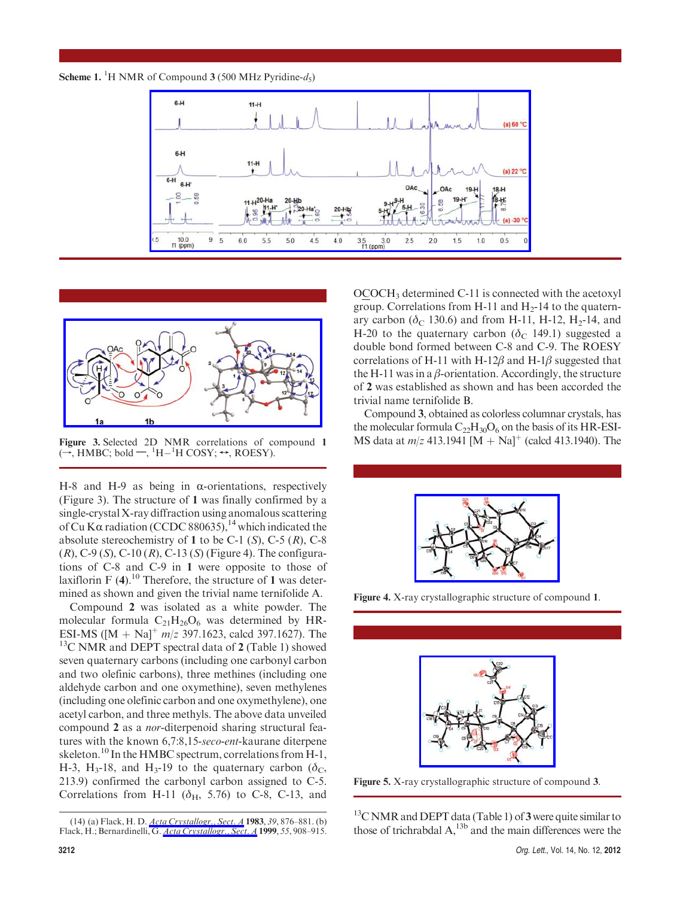**Scheme 1.** $^{1}$H NMR of Compound **3** (500 MHz Pyridine-$d_5$)

**Figure 3.** Selected 2D NMR correlations of compound **1** (→, HMBC; bold —, $^{1}$H−$^{1}$H COSY; ↔, ROESY).

H-8 and H-9 as being in α-orientations, respectively (Figure 3). The structure of **1** was finally confirmed by a single-crystal X-ray diffraction using anomalous scattering of Cu Kα radiation (CCDC 880635),[14] which indicated the absolute stereochemistry of **1** to be C-1 (*S*), C-5 (*R*), C-8 (*R*), C-9 (*S*), C-10 (*R*), C-13 (*S*) (Figure 4). The configurations of C-8 and C-9 in **1** were opposite to those of laxiflorin F (**4**).[10] Therefore, the structure of **1** was determined as shown and given the trivial name ternifolide A.

Compound **2** was isolated as a white powder. The molecular formula $C_{21}H_{26}O_6$ was determined by HR-ESI-MS ($[M + Na]^+$ $m/z$ 397.1623, calcd 397.1627). The $^{13}$C NMR and DEPT spectral data of **2** (Table 1) showed seven quaternary carbons (including one carbonyl carbon and two olefinic carbons), three methines (including one aldehyde carbon and one oxymethine), seven methylenes (including one olefinic carbon and one oxymethylene), one acetyl carbon, and three methyls. The above data unveiled compound **2** as a *nor*-diterpenoid sharing structural features with the known 6,7:8,15-*seco*-*ent*-kaurane diterpene skeleton.[10] In the HMBC spectrum, correlations from H-1, H-3, $H_3$-18, and $H_3$-19 to the quaternary carbon ($\delta_C$, 213.9) confirmed the carbonyl carbon assigned to C-5. Correlations from H-11 ($\delta_H$, 5.76) to C-8, C-13, and OCOCH$_3$ determined C-11 is connected with the acetoxyl group. Correlations from H-11 and $H_2$-14 to the quaternary carbon ($\delta_C$ 130.6) and from H-11, H-12, $H_2$-14, and H-20 to the quaternary carbon ($\delta_C$ 149.1) suggested a double bond formed between C-8 and C-9. The ROESY correlations of H-11 with H-12β and H-1β suggested that the H-11 was in a β-orientation. Accordingly, the structure of **2** was established as shown and has been accorded the trivial name ternifolide B.

Compound **3**, obtained as colorless columnar crystals, has the molecular formula $C_{22}H_{30}O_6$ on the basis of its HR-ESI-MS data at $m/z$ 413.1941 $[M + Na]^+$ (calcd 413.1940). The $^{13}$C NMR and DEPT data (Table 1) of **3** were quite similar to those of trichrabdal A,[13b] and the main differences were the

**Figure 4.** X-ray crystallographic structure of compound **1**.

**Figure 5.** X-ray crystallographic structure of compound **3**.

(14) (a) Flack, H. D. *Acta Crystallogr., Sect. A* **1983**, *39*, 876–881. (b) Flack, H.; Bernardinelli, G. *Acta Crystallogr., Sect. A* **1999**, *55*, 908–915.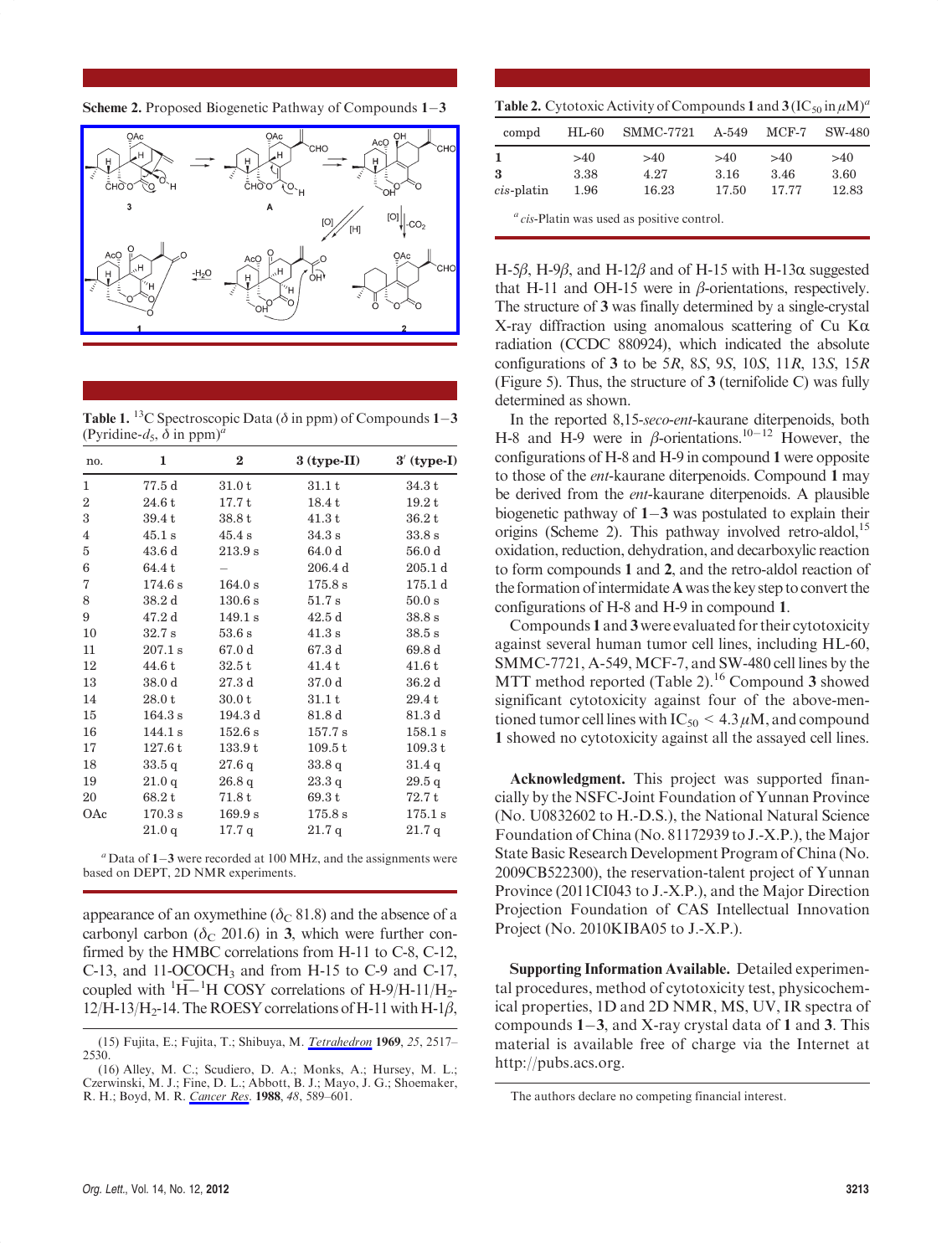**Scheme 2.** Proposed Biogenetic Pathway of Compounds **1**−**3**

**Table 1.** $^{13}$C Spectroscopic Data ($\delta$ in ppm) of Compounds **1**−**3** (Pyridine-$d_5$, $\delta$ in ppm)[a]

| no. | **1** | **2** | **3** (type-II) | **3′** (type-I) |
|---|---|---|---|---|
| 1 | 77.5 d | 31.0 t | 31.1 t | 34.3 t |
| 2 | 24.6 t | 17.7 t | 18.4 t | 19.2 t |
| 3 | 39.4 t | 38.8 t | 41.3 t | 36.2 t |
| 4 | 45.1 s | 45.4 s | 34.3 s | 33.8 s |
| 5 | 43.6 d | 213.9 s | 64.0 d | 56.0 d |
| 6 | 64.4 t | – | 206.4 d | 205.1 d |
| 7 | 174.6 s | 164.0 s | 175.8 s | 175.1 d |
| 8 | 38.2 d | 130.6 s | 51.7 s | 50.0 s |
| 9 | 47.2 d | 149.1 s | 42.5 d | 38.8 s |
| 10 | 32.7 s | 53.6 s | 41.3 s | 38.5 s |
| 11 | 207.1 s | 67.0 d | 67.3 d | 69.8 d |
| 12 | 44.6 t | 32.5 t | 41.4 t | 41.6 t |
| 13 | 38.0 d | 27.3 d | 37.0 d | 36.2 d |
| 14 | 28.0 t | 30.0 t | 31.1 t | 29.4 t |
| 15 | 164.3 s | 194.3 d | 81.8 d | 81.3 d |
| 16 | 144.1 s | 152.6 s | 157.7 s | 158.1 s |
| 17 | 127.6 t | 133.9 t | 109.5 t | 109.3 t |
| 18 | 33.5 q | 27.6 q | 33.8 q | 31.4 q |
| 19 | 21.0 q | 26.8 q | 23.3 q | 29.5 q |
| 20 | 68.2 t | 71.8 t | 69.3 t | 72.7 t |
| OAc | 170.3 s | 169.9 s | 175.8 s | 175.1 s |
| | 21.0 q | 17.7 q | 21.7 q | 21.7 q |

[a] Data of **1**−**3** were recorded at 100 MHz, and the assignments were based on DEPT, 2D NMR experiments.

appearance of an oxymethine ($\delta_C$ 81.8) and the absence of a carbonyl carbon ($\delta_C$ 201.6) in **3**, which were further confirmed by the HMBC correlations from H-11 to C-8, C-12, C-13, and 11-OCOCH$_3$ and from H-15 to C-9 and C-17, coupled with $^1$H−$^1$H COSY correlations of H-9/H-11/H$_2$-12/H-13/H$_2$-14. The ROESY correlations of H-11 with H-1$\beta$, H-5$\beta$, H-9$\beta$, and H-12$\beta$ and of H-15 with H-13$\alpha$ suggested that H-11 and OH-15 were in $\beta$-orientations, respectively. The structure of **3** was finally determined by a single-crystal X-ray diffraction using anomalous scattering of Cu K$\alpha$ radiation (CCDC 880924), which indicated the absolute configurations of **3** to be 5*R*, 8*S*, 9*S*, 10*S*, 11*R*, 13*S*, 15*R* (Figure 5). Thus, the structure of **3** (ternifolide C) was fully determined as shown.

In the reported 8,15-*seco*-*ent*-kaurane diterpenoids, both H-8 and H-9 were in $\beta$-orientations.[10−12] However, the configurations of H-8 and H-9 in compound **1** were opposite to those of the *ent*-kaurane diterpenoids. Compound **1** may be derived from the *ent*-kaurane diterpenoids. A plausible biogenetic pathway of **1**−**3** was postulated to explain their origins (Scheme 2). This pathway involved retro-aldol,[15] oxidation, reduction, dehydration, and decarboxylic reaction to form compounds **1** and **2**, and the retro-aldol reaction of the formation of intermediate **A** was the key step to convert the configurations of H-8 and H-9 in compound **1**.

**Table 2.** Cytotoxic Activity of Compounds **1** and **3** (IC$_{50}$ in $\mu$M)[a]

| compd | HL-60 | SMMC-7721 | A-549 | MCF-7 | SW-480 |
|---|---|---|---|---|---|
| **1** | >40 | >40 | >40 | >40 | >40 |
| **3** | 3.38 | 4.27 | 3.16 | 3.46 | 3.60 |
| *cis*-platin | 1.96 | 16.23 | 17.50 | 17.77 | 12.83 |

[a] *cis*-Platin was used as positive control.

Compounds **1** and **3** were evaluated for their cytotoxicity against several human tumor cell lines, including HL-60, SMMC-7721, A-549, MCF-7, and SW-480 cell lines by the MTT method reported (Table 2).[16] Compound **3** showed significant cytotoxicity against four of the above-mentioned tumor cell lines with IC$_{50}$ < 4.3 $\mu$M, and compound **1** showed no cytotoxicity against all the assayed cell lines.

**Acknowledgment.** This project was supported financially by the NSFC-Joint Foundation of Yunnan Province (No. U0832602 to H.-D.S.), the National Natural Science Foundation of China (No. 81172939 to J.-X.P.), the Major State Basic Research Development Program of China (No. 2009CB522300), the reservation-talent project of Yunnan Province (2011CI043 to J.-X.P.), and the Major Direction Projection Foundation of CAS Intellectual Innovation Project (No. 2010KIBA05 to J.-X.P.).

**Supporting Information Available.** Detailed experimental procedures, method of cytotoxicity test, physicochemical properties, 1D and 2D NMR, MS, UV, IR spectra of compounds **1**−**3**, and X-ray crystal data of **1** and **3**. This material is available free of charge via the Internet at http://pubs.acs.org.

(15) Fujita, E.; Fujita, T.; Shibuya, M. *Tetrahedron* **1969**, *25*, 2517–2530.

(16) Alley, M. C.; Scudiero, D. A.; Monks, A.; Hursey, M. L.; Czerwinski, M. J.; Fine, D. L.; Abbott, B. J.; Mayo, J. G.; Shoemaker, R. H.; Boyd, M. R. *Cancer Res.* **1988**, *48*, 589–601.

The authors declare no competing financial interest.